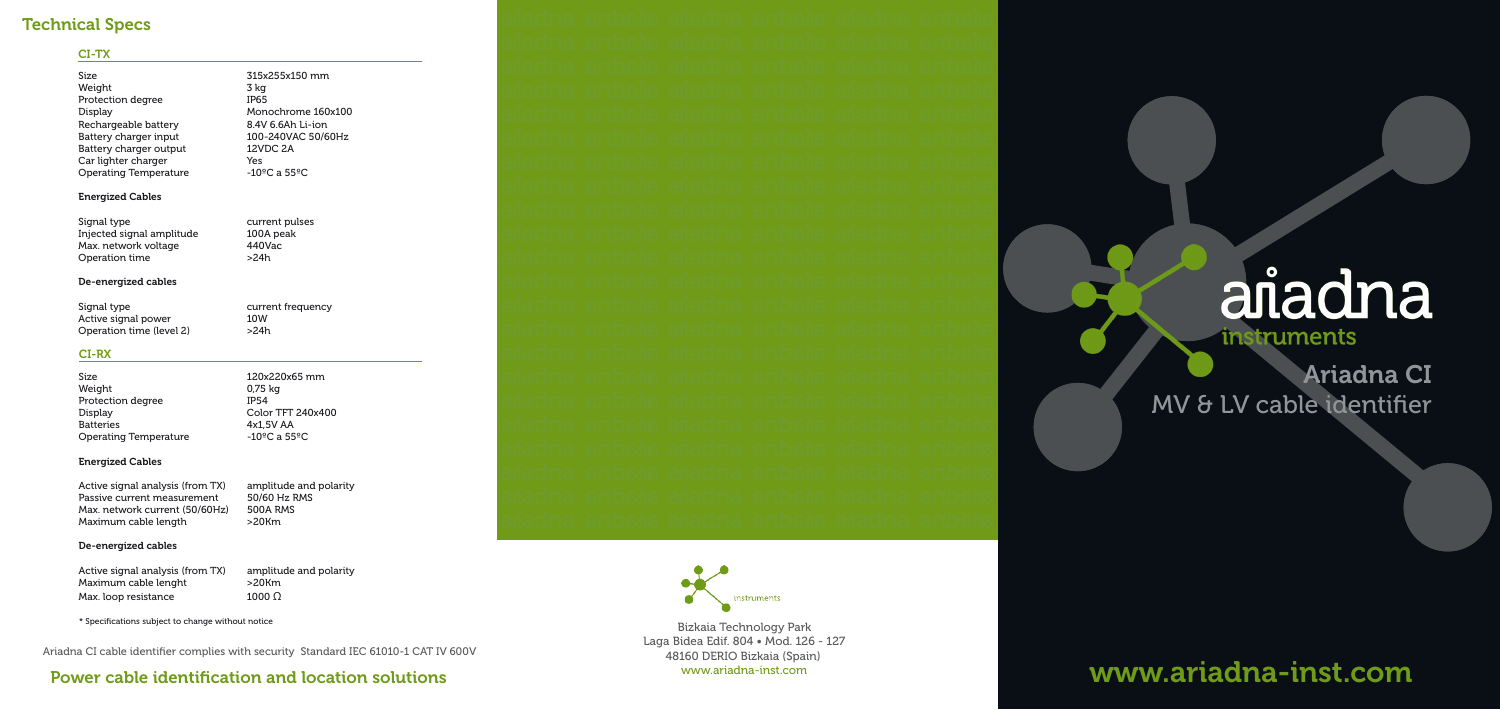# Technical Specs

## CI-TX

| | |
|---|---|
| Size | 315x255x150 mm |
| Weight | 3 kg |
| Protection degree | IP65 |
| Display | Monochrome 160x100 |
| Rechargeable battery | 8.4V 6.6Ah Li-ion |
| Battery charger input | 100-240VAC 50/60Hz |
| Battery charger output | 12VDC 2A |
| Car lighter charger | Yes |
| Operating Temperature | -10ºC a 55ºC |

### Energized Cables

| | |
|---|---|
| Signal type | current pulses |
| Injected signal amplitude | 100A peak |
| Max. network voltage | 440Vac |
| Operation time | >24h |

### De-energized cables

| | |
|---|---|
| Signal type | current frequency |
| Active signal power | 10W |
| Operation time (level 2) | >24h |

## CI-RX

| | |
|---|---|
| Size | 120x220x65 mm |
| Weight | 0,75 kg |
| Protection degree | IP54 |
| Display | Color TFT 240x400 |
| Batteries | 4x1,5V AA |
| Operating Temperature | -10ºC a 55ºC |

### Energized Cables

| | |
|---|---|
| Active signal analysis (from TX) | amplitude and polarity |
| Passive current measurement | 50/60 Hz RMS |
| Max. network current (50/60Hz) | 500A RMS |
| Maximum cable length | >20Km |

### De-energized cables

| | |
|---|---|
| Active signal analysis (from TX) | amplitude and polarity |
| Maximum cable lenght | >20Km |
| Max. loop resistance | 1000 Ω |

* Specifications subject to change without notice

Ariadna CI cable identifier complies with security Standard IEC 61010-1 CAT IV 600V

**Power cable identification and location solutions**

instruments

Bizkaia Technology Park
Laga Bidea Edif. 804 • Mod. 126 - 127
48160 DERIO Bizkaia (Spain)
www.ariadna-inst.com

ariadna
instruments

**Ariadna CI**
MV & LV cable identifier

www.ariadna-inst.com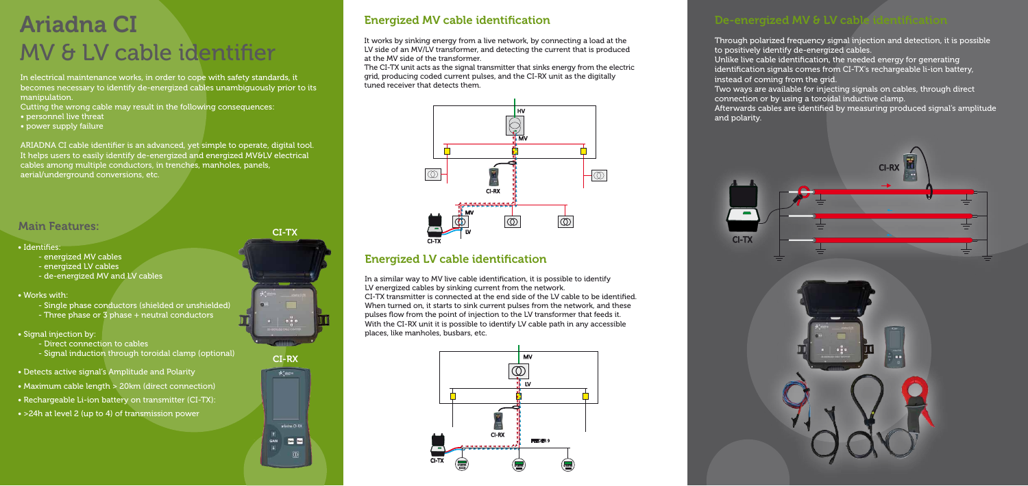# Ariadna CI
# MV & LV cable identifier

In electrical maintenance works, in order to cope with safety standards, it becomes necessary to identify de-energized cables unambiguously prior to its manipulation.

Cutting the wrong cable may result in the following consequences:

- personnel live threat
- power supply failure

ARIADNA CI cable identifier is an advanced, yet simple to operate, digital tool. It helps users to easily identify de-energized and energized MV&LV electrical cables among multiple conductors, in trenches, manholes, panels, aerial/underground conversions, etc.

## Main Features:

- Identifies:
  - energized MV cables
  - energized LV cables
  - de-energized MV and LV cables
- Works with:
  - Single phase conductors (shielded or unshielded)
  - Three phase or 3 phase + neutral conductors
- Signal injection by:
  - Direct connection to cables
  - Signal induction through toroidal clamp (optional)
- Detects active signal's Amplitude and Polarity
- Maximum cable length > 20km (direct connection)
- Rechargeable Li-ion battery on transmitter (CI-TX):
- >24h at level 2 (up to 4) of transmission power

CI-TX

CI-RX

## Energized MV cable identification

It works by sinking energy from a live network, by connecting a load at the LV side of an MV/LV transformer, and detecting the current that is produced at the MV side of the transformer.

The CI-TX unit acts as the signal transmitter that sinks energy from the electric grid, producing coded current pulses, and the CI-RX unit as the digitally tuned receiver that detects them.

HV
MV
CI-RX
MV
LV
CI-TX

## Energized LV cable identification

In a similar way to MV live cable identification, it is possible to identify LV energized cables by sinking current from the network.

CI-TX transmitter is connected at the end side of the LV cable to be identified. When turned on, it starts to sink current pulses from the network, and these pulses flow from the point of injection to the LV transformer that feeds it. With the CI-RX unit it is possible to identify LV cable path in any accessible places, like manholes, busbars, etc.

MV
LV
CI-RX
CI-TX

## De-energized MV & LV cable identification

Through polarized frequency signal injection and detection, it is possible to positively identify de-energized cables.

Unlike live cable identification, the needed energy for generating identification signals comes from CI-TX's rechargeable li-ion battery, instead of coming from the grid.

Two ways are available for injecting signals on cables, through direct connection or by using a toroidal inductive clamp.

Afterwards cables are identified by measuring produced signal's amplitude and polarity.

CI-RX
CI-TX